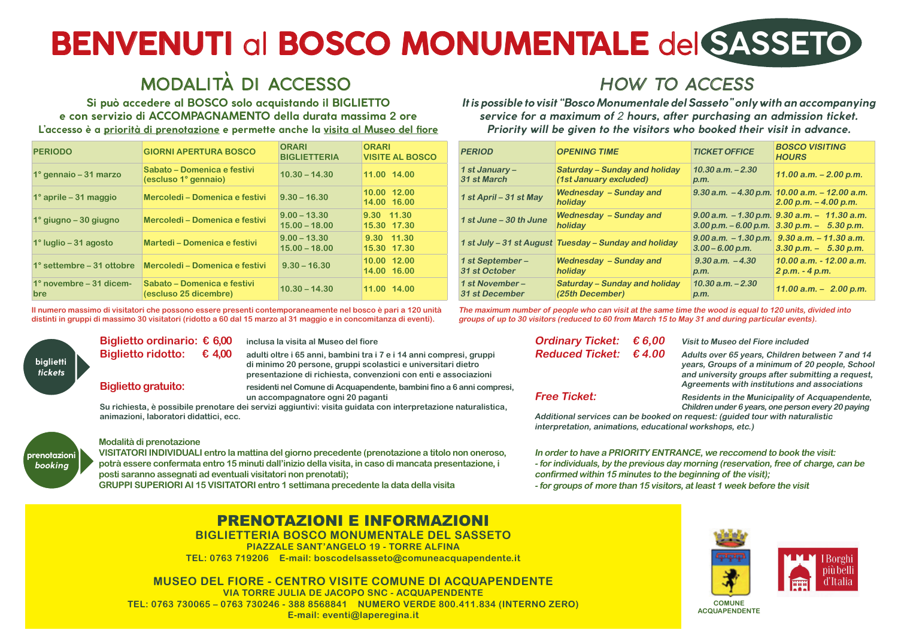# BENVENUTI al BOSCO MONUMENTALE del SASSETO

## MODALITÀ DI ACCESSO

**Si può accedere al BOSCO solo acquistando il BIGLIETTO e con servizio di ACCOMPAGNAMENTO della durata massima 2 ore**
**L'accesso è a priorità di prenotazione e permette anche la visita al Museo del fiore**

| PERIODO | GIORNI APERTURA BOSCO | ORARI BIGLIETTERIA | ORARI VISITE AL BOSCO |
|---|---|---|---|
| 1° gennaio – 31 marzo | Sabato – Domenica e festivi (escluso 1° gennaio) | 10.30 – 14.30 | 11.00 14.00 |
| 1° aprile – 31 maggio | Mercoledì – Domenica e festivi | 9.30 – 16.30 | 10.00 12.00<br>14.00 16.00 |
| 1° giugno – 30 giugno | Mercoledì – Domenica e festivi | 9.00 – 13.30<br>15.00 – 18.00 | 9.30 11.30<br>15.30 17.30 |
| 1° luglio – 31 agosto | Martedì – Domenica e festivi | 9.00 – 13.30<br>15.00 – 18.00 | 9.30 11.30<br>15.30 17.30 |
| 1° settembre – 31 ottobre | Mercoledì – Domenica e festivi | 9.30 – 16.30 | 10.00 12.00<br>14.00 16.00 |
| 1° novembre – 31 dicembre | Sabato – Domenica e festivi (escluso 25 dicembre) | 10.30 – 14.30 | 11.00 14.00 |

Il numero massimo di visitatori che possono essere presenti contemporaneamente nel bosco è pari a 120 unità distinti in gruppi di massimo 30 visitatori (ridotto a 60 dal 15 marzo al 31 maggio e in concomitanza di eventi).

### biglietti *tickets*

**Biglietto ordinario: € 6,00** — inclusa la visita al Museo del fiore
**Biglietto ridotto: € 4,00** — adulti oltre i 65 anni, bambini tra i 7 e i 14 anni compresi, gruppi di minimo 20 persone, gruppi scolastici e universitari dietro presentazione di richiesta, convenzioni con enti e associazioni
**Biglietto gratuito:** — residenti nel Comune di Acquapendente, bambini fino a 6 anni compresi, un accompagnatore ogni 20 paganti

Su richiesta, è possibile prenotare dei servizi aggiuntivi: visita guidata con interpretazione naturalistica, animazioni, laboratori didattici, ecc.

### prenotazioni *booking*

**Modalità di prenotazione**
**VISITATORI INDIVIDUALI entro la mattina del giorno precedente (prenotazione a titolo non oneroso, potrà essere confermata entro 15 minuti dall'inizio della visita, in caso di mancata presentazione, i posti saranno assegnati ad eventuali visitatori non prenotati);**
**GRUPPI SUPERIORI AI 15 VISITATORI entro 1 settimana precedente la data della visita**

## *HOW TO ACCESS*

***It is possible to visit "Bosco Monumentale del Sasseto" only with an accompanying service for a maximum of 2 hours, after purchasing an admission ticket. Priority will be given to the visitors who booked their visit in advance.***

| *PERIOD* | *OPENING TIME* | *TICKET OFFICE* | *BOSCO VISITING HOURS* |
|---|---|---|---|
| *1 st January – 31 st March* | *Saturday – Sunday and holiday (1st January excluded)* | *10.30 a.m. – 2.30 p.m.* | *11.00 a.m. – 2.00 p.m.* |
| *1 st April – 31 st May* | *Wednesday – Sunday and holiday* | *9.30 a.m. – 4.30 p.m.* | *10.00 a.m. – 12.00 a.m.<br>2.00 p.m. – 4.00 p.m.* |
| *1 st June – 30 th June* | *Wednesday – Sunday and holiday* | *9.00 a.m. – 1.30 p.m.<br>3.00 p.m. – 6.00 p.m.* | *9.30 a.m. – 11.30 a.m.<br>3.30 p.m. – 5.30 p.m.* |
| *1 st July – 31 st August* | *Tuesday – Sunday and holiday* | *9.00 a.m. – 1.30 p.m.<br>3.00 – 6.00 p.m.* | *9.30 a.m. – 11.30 a.m.<br>3.30 p.m. – 5.30 p.m.* |
| *1 st September – 31 st October* | *Wednesday – Sunday and holiday* | *9.30 a.m. – 4.30 p.m.* | *10.00 a.m. - 12.00 a.m.<br>2 p.m. - 4 p.m.* |
| *1 st November – 31 st December* | *Saturday – Sunday and holiday (25th December)* | *10.30 a.m. – 2.30 p.m.* | *11.00 a.m. – 2.00 p.m.* |

*The maximum number of people who can visit at the same time the wood is equal to 120 units, divided into groups of up to 30 visitors (reduced to 60 from March 15 to May 31 and during particular events).*

***Ordinary Ticket: € 6,00*** — *Visit to Museo del Fiore included*
***Reduced Ticket: € 4.00*** — *Adults over 65 years, Children between 7 and 14 years, Groups of a minimum of 20 people, School and university groups after submitting a request, Agreements with institutions and associations*
***Free Ticket:*** — *Residents in the Municipality of Acquapendente, Children under 6 years, one person every 20 paying*

*Additional services can be booked on request: (guided tour with naturalistic interpretation, animations, educational workshops, etc.)*

*In order to have a PRIORITY ENTRANCE, we reccomend to book the visit:*
*- for individuals, by the previous day morning (reservation, free of charge, can be confirmed within 15 minutes to the beginning of the visit);*
*- for groups of more than 15 visitors, at least 1 week before the visit*

## PRENOTAZIONI E INFORMAZIONI

**BIGLIETTERIA BOSCO MONUMENTALE DEL SASSETO**
**PIAZZALE SANT'ANGELO 19 - TORRE ALFINA**
**TEL: 0763 719206 E-mail: boscodelsasseto@comuneacquapendente.it**

**MUSEO DEL FIORE - CENTRO VISITE COMUNE DI ACQUAPENDENTE**
**VIA TORRE JULIA DE JACOPO SNC - ACQUAPENDENTE**
**TEL: 0763 730065 – 0763 730246 - 388 8568841 NUMERO VERDE 800.411.834 (INTERNO ZERO)**
**E-mail: eventi@laperegina.it**

COMUNE ACQUAPENDENTE

I Borghi più belli d'Italia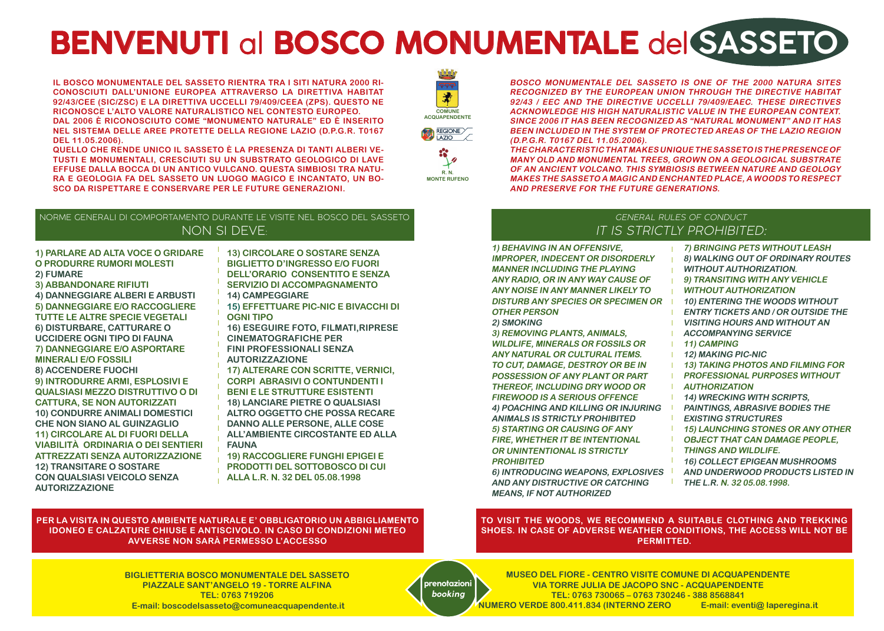# BENVENUTI al BOSCO MONUMENTALE del SASSETO

**IL BOSCO MONUMENTALE DEL SASSETO RIENTRA TRA I SITI NATURA 2000 RICONOSCIUTI DALL'UNIONE EUROPEA ATTRAVERSO LA DIRETTIVA HABITAT 92/43/CEE (SIC/ZSC) E LA DIRETTIVA UCCELLI 79/409/CEEA (ZPS). QUESTO NE RICONOSCE L'ALTO VALORE NATURALISTICO NEL CONTESTO EUROPEO. DAL 2006 È RICONOSCIUTO COME "MONUMENTO NATURALE" ED È INSERITO NEL SISTEMA DELLE AREE PROTETTE DELLA REGIONE LAZIO (D.P.G.R. T0167 DEL 11.05.2006).**

**QUELLO CHE RENDE UNICO IL SASSETO È LA PRESENZA DI TANTI ALBERI VETUSTI E MONUMENTALI, CRESCIUTI SU UN SUBSTRATO GEOLOGICO DI LAVE EFFUSE DALLA BOCCA DI UN ANTICO VULCANO. QUESTA SIMBIOSI TRA NATURA E GEOLOGIA FA DEL SASSETO UN LUOGO MAGICO E INCANTATO, UN BOSCO DA RISPETTARE E CONSERVARE PER LE FUTURE GENERAZIONI.**

COMUNE ACQUAPENDENTE

REGIONE LAZIO

R. N. MONTE RUFENO

***BOSCO MONUMENTALE DEL SASSETO IS ONE OF THE 2000 NATURA SITES RECOGNIZED BY THE EUROPEAN UNION THROUGH THE DIRECTIVE HABITAT 92/43 / EEC AND THE DIRECTIVE UCCELLI 79/409/EAEC. THESE DIRECTIVES ACKNOWLEDGE HIS HIGH NATURALISTIC VALUE IN THE EUROPEAN CONTEXT. SINCE 2006 IT HAS BEEN RECOGNIZED AS "NATURAL MONUMENT" AND IT HAS BEEN INCLUDED IN THE SYSTEM OF PROTECTED AREAS OF THE LAZIO REGION (D.P.G.R. T0167 DEL 11.05.2006).***

***THE CHARACTERISTIC THAT MAKES UNIQUE THE SASSETO IS THE PRESENCE OF MANY OLD AND MONUMENTAL TREES, GROWN ON A GEOLOGICAL SUBSTRATE OF AN ANCIENT VOLCANO. THIS SYMBIOSIS BETWEEN NATURE AND GEOLOGY MAKES THE SASSETO A MAGIC AND ENCHANTED PLACE, A WOODS TO RESPECT AND PRESERVE FOR THE FUTURE GENERATIONS.***

## NORME GENERALI DI COMPORTAMENTO DURANTE LE VISITE NEL BOSCO DEL SASSETO
## NON SI DEVE:

**1) PARLARE AD ALTA VOCE O GRIDARE O PRODURRE RUMORI MOLESTI**
**2) FUMARE**
**3) ABBANDONARE RIFIUTI**
**4) DANNEGGIARE ALBERI E ARBUSTI**
**5) DANNEGGIARE E/O RACCOGLIERE TUTTE LE ALTRE SPECIE VEGETALI**
**6) DISTURBARE, CATTURARE O UCCIDERE OGNI TIPO DI FAUNA**
**7) DANNEGGIARE E/O ASPORTARE MINERALI E/O FOSSILI**
**8) ACCENDERE FUOCHI**
**9) INTRODURRE ARMI, ESPLOSIVI E QUALSIASI MEZZO DISTRUTTIVO O DI CATTURA, SE NON AUTORIZZATI**
**10) CONDURRE ANIMALI DOMESTICI CHE NON SIANO AL GUINZAGLIO**
**11) CIRCOLARE AL DI FUORI DELLA VIABILITÀ ORDINARIA O DEI SENTIERI ATTREZZATI SENZA AUTORIZZAZIONE**
**12) TRANSITARE O SOSTARE CON QUALSIASI VEICOLO SENZA AUTORIZZAZIONE**
**13) CIRCOLARE O SOSTARE SENZA BIGLIETTO D'INGRESSO E/O FUORI DELL'ORARIO CONSENTITO E SENZA SERVIZIO DI ACCOMPAGNAMENTO**
**14) CAMPEGGIARE**
**15) EFFETTUARE PIC-NIC E BIVACCHI DI OGNI TIPO**
**16) ESEGUIRE FOTO, FILMATI,RIPRESE CINEMATOGRAFICHE PER FINI PROFESSIONALI SENZA AUTORIZZAZIONE**
**17) ALTERARE CON SCRITTE, VERNICI, CORPI ABRASIVI O CONTUNDENTI I BENI E LE STRUTTURE ESISTENTI**
**18) LANCIARE PIETRE O QUALSIASI ALTRO OGGETTO CHE POSSA RECARE DANNO ALLE PERSONE, ALLE COSE ALL'AMBIENTE CIRCOSTANTE ED ALLA FAUNA**
**19) RACCOGLIERE FUNGHI EPIGEI E PRODOTTI DEL SOTTOBOSCO DI CUI ALLA L.R. N. 32 DEL 05.08.1998**

## *GENERAL RULES OF CONDUCT*
## *IT IS STRICTLY PROHIBITED:*

***1) BEHAVING IN AN OFFENSIVE, IMPROPER, INDECENT OR DISORDERLY MANNER INCLUDING THE PLAYING ANY RADIO, OR IN ANY WAY CAUSE OF ANY NOISE IN ANY MANNER LIKELY TO DISTURB ANY SPECIES OR SPECIMEN OR OTHER PERSON***
***2) SMOKING***
***3) REMOVING PLANTS, ANIMALS, WILDLIFE, MINERALS OR FOSSILS OR ANY NATURAL OR CULTURAL ITEMS. TO CUT, DAMAGE, DESTROY OR BE IN POSSESSION OF ANY PLANT OR PART THEREOF, INCLUDING DRY WOOD OR FIREWOOD IS A SERIOUS OFFENCE***
***4) POACHING AND KILLING OR INJURING ANIMALS IS STRICTLY PROHIBITED***
***5) STARTING OR CAUSING OF ANY FIRE, WHETHER IT BE INTENTIONAL OR UNINTENTIONAL IS STRICTLY PROHIBITED***
***6) INTRODUCING WEAPONS, EXPLOSIVES AND ANY DISTRUCTIVE OR CATCHING MEANS, IF NOT AUTHORIZED***
***7) BRINGING PETS WITHOUT LEASH***
***8) WALKING OUT OF ORDINARY ROUTES WITHOUT AUTHORIZATION.***
***9) TRANSITING WITH ANY VEHICLE WITHOUT AUTHORIZATION***
***10) ENTERING THE WOODS WITHOUT ENTRY TICKETS AND / OR OUTSIDE THE VISITING HOURS AND WITHOUT AN ACCOMPANYING SERVICE***
***11) CAMPING***
***12) MAKING PIC-NIC***
***13) TAKING PHOTOS AND FILMING FOR PROFESSIONAL PURPOSES WITHOUT AUTHORIZATION***
***14) WRECKING WITH SCRIPTS, PAINTINGS, ABRASIVE BODIES THE EXISTING STRUCTURES***
***15) LAUNCHING STONES OR ANY OTHER OBJECT THAT CAN DAMAGE PEOPLE, THINGS AND WILDLIFE.***
***16) COLLECT EPIGEAN MUSHROOMS AND UNDERWOOD PRODUCTS LISTED IN THE L.R. N. 32 05.08.1998.***

**PER LA VISITA IN QUESTO AMBIENTE NATURALE E' OBBLIGATORIO UN ABBIGLIAMENTO IDONEO E CALZATURE CHIUSE E ANTISCIVOLO. IN CASO DI CONDIZIONI METEO AVVERSE NON SARÀ PERMESSO L'ACCESSO**

**TO VISIT THE WOODS, WE RECOMMEND A SUITABLE CLOTHING AND TREKKING SHOES. IN CASE OF ADVERSE WEATHER CONDITIONS, THE ACCESS WILL NOT BE PERMITTED.**

**BIGLIETTERIA BOSCO MONUMENTALE DEL SASSETO**
**PIAZZALE SANT'ANGELO 19 - TORRE ALFINA**
**TEL: 0763 719206**
**E-mail: boscodelsasseto@comuneacquapendente.it**

**prenotazioni**
***booking***

**MUSEO DEL FIORE - CENTRO VISITE COMUNE DI ACQUAPENDENTE**
**VIA TORRE JULIA DE JACOPO SNC - ACQUAPENDENTE**
**TEL: 0763 730065 – 0763 730246 - 388 8568841**
**NUMERO VERDE 800.411.834 (INTERNO ZERO E-mail: eventi@ laperegina.it**